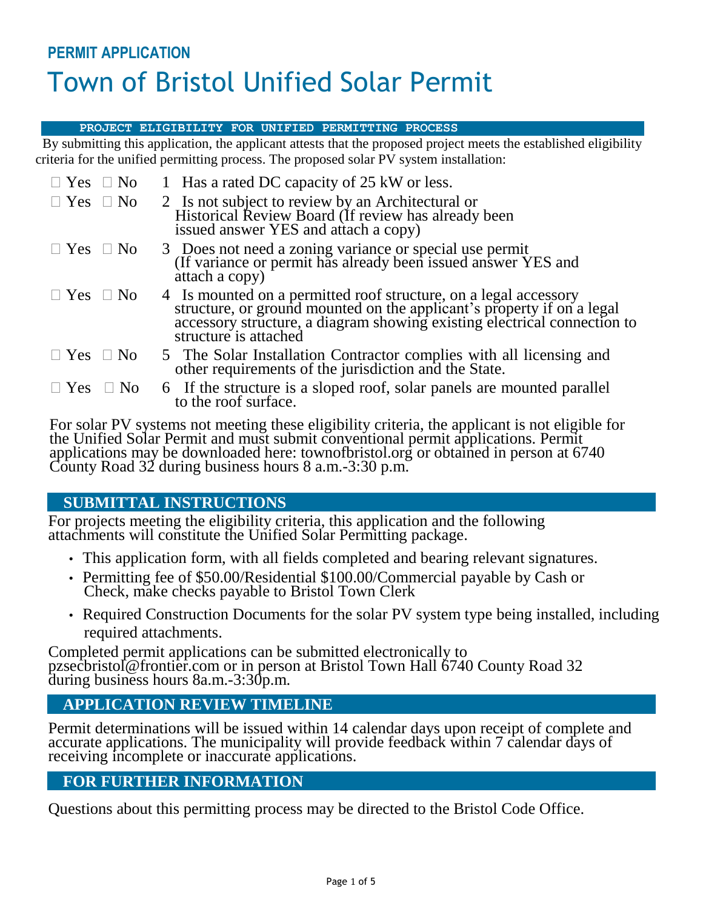**PERMIT APPLICATION**

# Town of Bristol Unified Solar Permit

## PROJECT ELIGIBILITY FOR UNIFIED PERMITTING PROCESS

By submitting this application, the applicant attests that the proposed project meets the established eligibility criteria for the unified permitting process. The proposed solar PV system installation:

- ☐ Yes ☐ No 1 Has a rated DC capacity of 25 kW or less.
- ☐ Yes ☐ No 2 Is not subject to review by an Architectural or Historical Review Board (If review has already been issued answer YES and attach a copy)
- ☐ Yes ☐ No 3 Does not need a zoning variance or special use permit (If variance or permit has already been issued answer YES and attach a copy)
- ☐ Yes ☐ No 4 Is mounted on a permitted roof structure, on a legal accessory structure, or ground mounted on the applicant's property if on a legal accessory structure, a diagram showing existing electrical connection to structure is attached
- ☐ Yes ☐ No 5 The Solar Installation Contractor complies with all licensing and other requirements of the jurisdiction and the State.
- ☐ Yes ☐ No 6 If the structure is a sloped roof, solar panels are mounted parallel to the roof surface.

For solar PV systems not meeting these eligibility criteria, the applicant is not eligible for the Unified Solar Permit and must submit conventional permit applications. Permit applications may be downloaded here: townofbristol.org or obtained in person at 6740 County Road 32 during business hours 8 a.m.-3:30 p.m.

## SUBMITTAL INSTRUCTIONS

For projects meeting the eligibility criteria, this application and the following attachments will constitute the Unified Solar Permitting package.

- This application form, with all fields completed and bearing relevant signatures.
- Permitting fee of $50.00/Residential $100.00/Commercial payable by Cash or Check, make checks payable to Bristol Town Clerk
- Required Construction Documents for the solar PV system type being installed, including required attachments.

Completed permit applications can be submitted electronically to pzsecbristol@frontier.com or in person at Bristol Town Hall 6740 County Road 32 during business hours 8a.m.-3:30p.m.

## APPLICATION REVIEW TIMELINE

Permit determinations will be issued within 14 calendar days upon receipt of complete and accurate applications. The municipality will provide feedback within 7 calendar days of receiving incomplete or inaccurate applications.

## FOR FURTHER INFORMATION

Questions about this permitting process may be directed to the Bristol Code Office.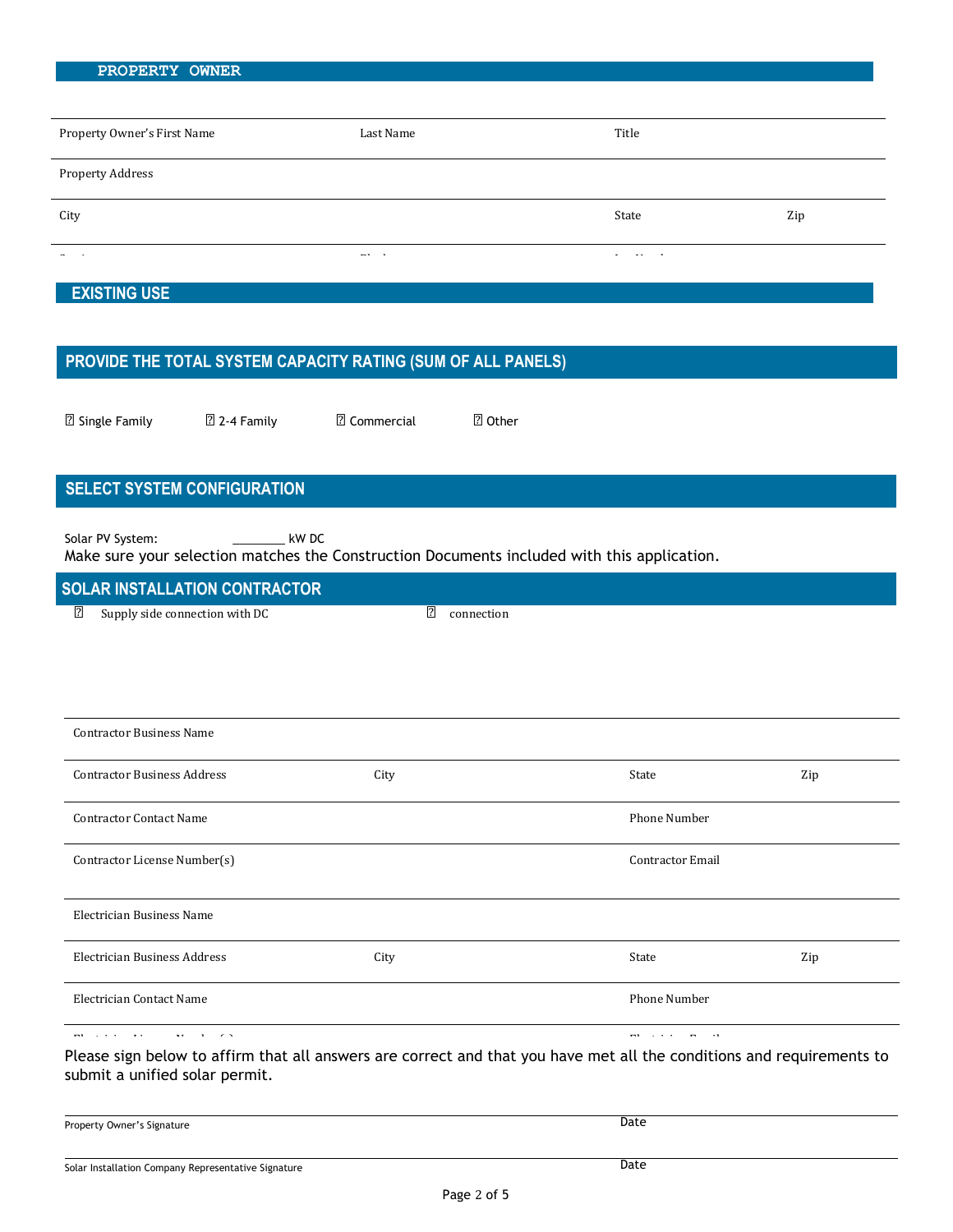## PROPERTY OWNER

| Property Owner's First Name | Last Name | Title | |
|---|---|---|---|
| Property Address | | | |
| City | | State | Zip |

## EXISTING USE

## PROVIDE THE TOTAL SYSTEM CAPACITY RATING (SUM OF ALL PANELS)

☐ Single Family ☐ 2-4 Family ☐ Commercial ☐ Other

## SELECT SYSTEM CONFIGURATION

Solar PV System: ________ kW DC

Make sure your selection matches the Construction Documents included with this application.

## SOLAR INSTALLATION CONTRACTOR

☐ Supply side connection with DC ☐ connection

| Contractor Business Name | | | |
|---|---|---|---|
| Contractor Business Address | City | State | Zip |
| Contractor Contact Name | | Phone Number | |
| Contractor License Number(s) | | Contractor Email | |

| Electrician Business Name | | | |
|---|---|---|---|
| Electrician Business Address | City | State | Zip |
| Electrician Contact Name | | Phone Number | |

Please sign below to affirm that all answers are correct and that you have met all the conditions and requirements to submit a unified solar permit.

| Property Owner's Signature | Date |
|---|---|
| Solar Installation Company Representative Signature | Date |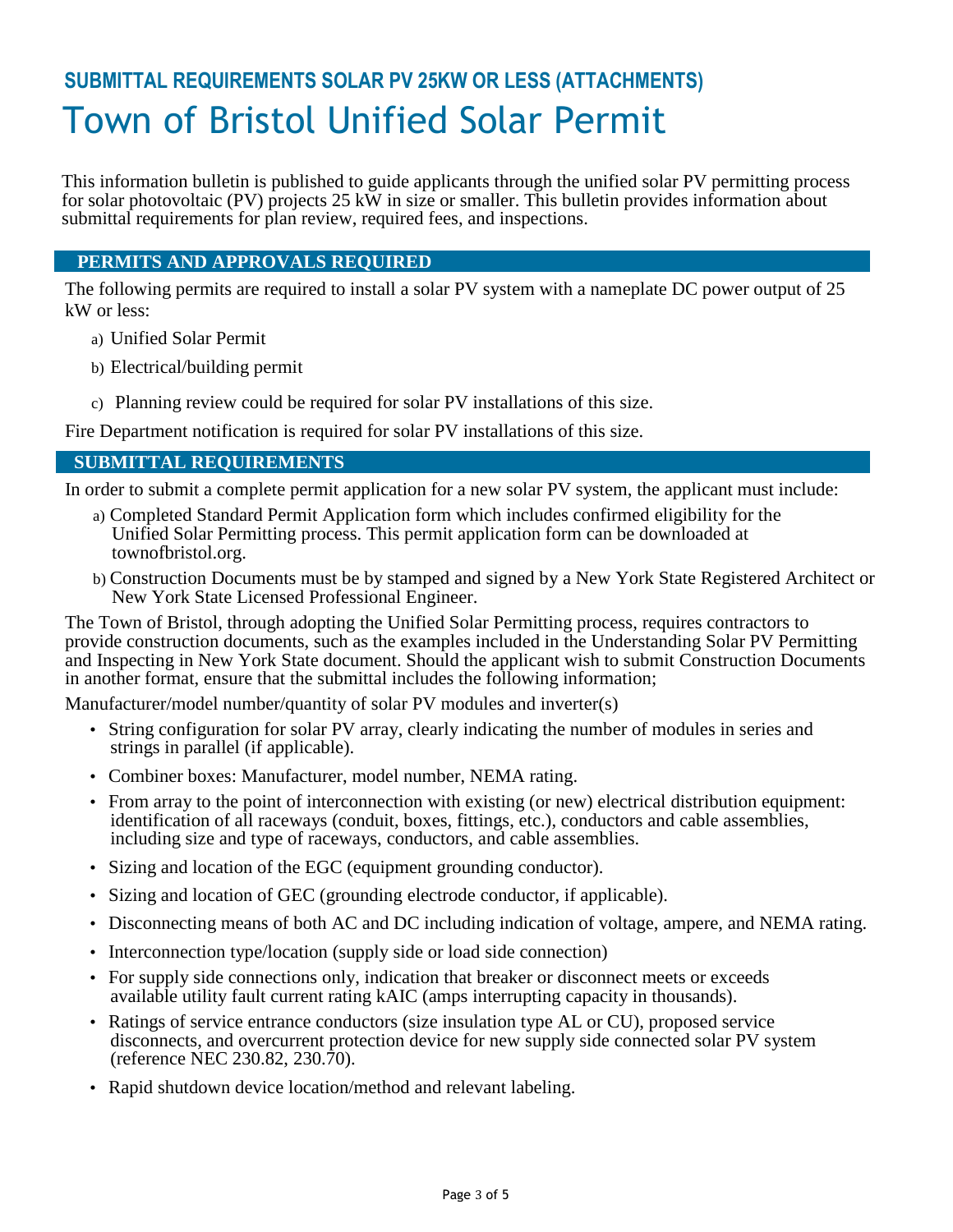## SUBMITTAL REQUIREMENTS SOLAR PV 25KW OR LESS (ATTACHMENTS)

# Town of Bristol Unified Solar Permit

This information bulletin is published to guide applicants through the unified solar PV permitting process for solar photovoltaic (PV) projects 25 kW in size or smaller. This bulletin provides information about submittal requirements for plan review, required fees, and inspections.

## PERMITS AND APPROVALS REQUIRED

The following permits are required to install a solar PV system with a nameplate DC power output of 25 kW or less:

a) Unified Solar Permit

b) Electrical/building permit

c) Planning review could be required for solar PV installations of this size.

Fire Department notification is required for solar PV installations of this size.

## SUBMITTAL REQUIREMENTS

In order to submit a complete permit application for a new solar PV system, the applicant must include:

a) Completed Standard Permit Application form which includes confirmed eligibility for the Unified Solar Permitting process. This permit application form can be downloaded at townofbristol.org.

b) Construction Documents must be by stamped and signed by a New York State Registered Architect or New York State Licensed Professional Engineer.

The Town of Bristol, through adopting the Unified Solar Permitting process, requires contractors to provide construction documents, such as the examples included in the Understanding Solar PV Permitting and Inspecting in New York State document. Should the applicant wish to submit Construction Documents in another format, ensure that the submittal includes the following information;

Manufacturer/model number/quantity of solar PV modules and inverter(s)

- String configuration for solar PV array, clearly indicating the number of modules in series and strings in parallel (if applicable).
- Combiner boxes: Manufacturer, model number, NEMA rating.
- From array to the point of interconnection with existing (or new) electrical distribution equipment: identification of all raceways (conduit, boxes, fittings, etc.), conductors and cable assemblies, including size and type of raceways, conductors, and cable assemblies.
- Sizing and location of the EGC (equipment grounding conductor).
- Sizing and location of GEC (grounding electrode conductor, if applicable).
- Disconnecting means of both AC and DC including indication of voltage, ampere, and NEMA rating.
- Interconnection type/location (supply side or load side connection)
- For supply side connections only, indication that breaker or disconnect meets or exceeds available utility fault current rating kAIC (amps interrupting capacity in thousands).
- Ratings of service entrance conductors (size insulation type AL or CU), proposed service disconnects, and overcurrent protection device for new supply side connected solar PV system (reference NEC 230.82, 230.70).
- Rapid shutdown device location/method and relevant labeling.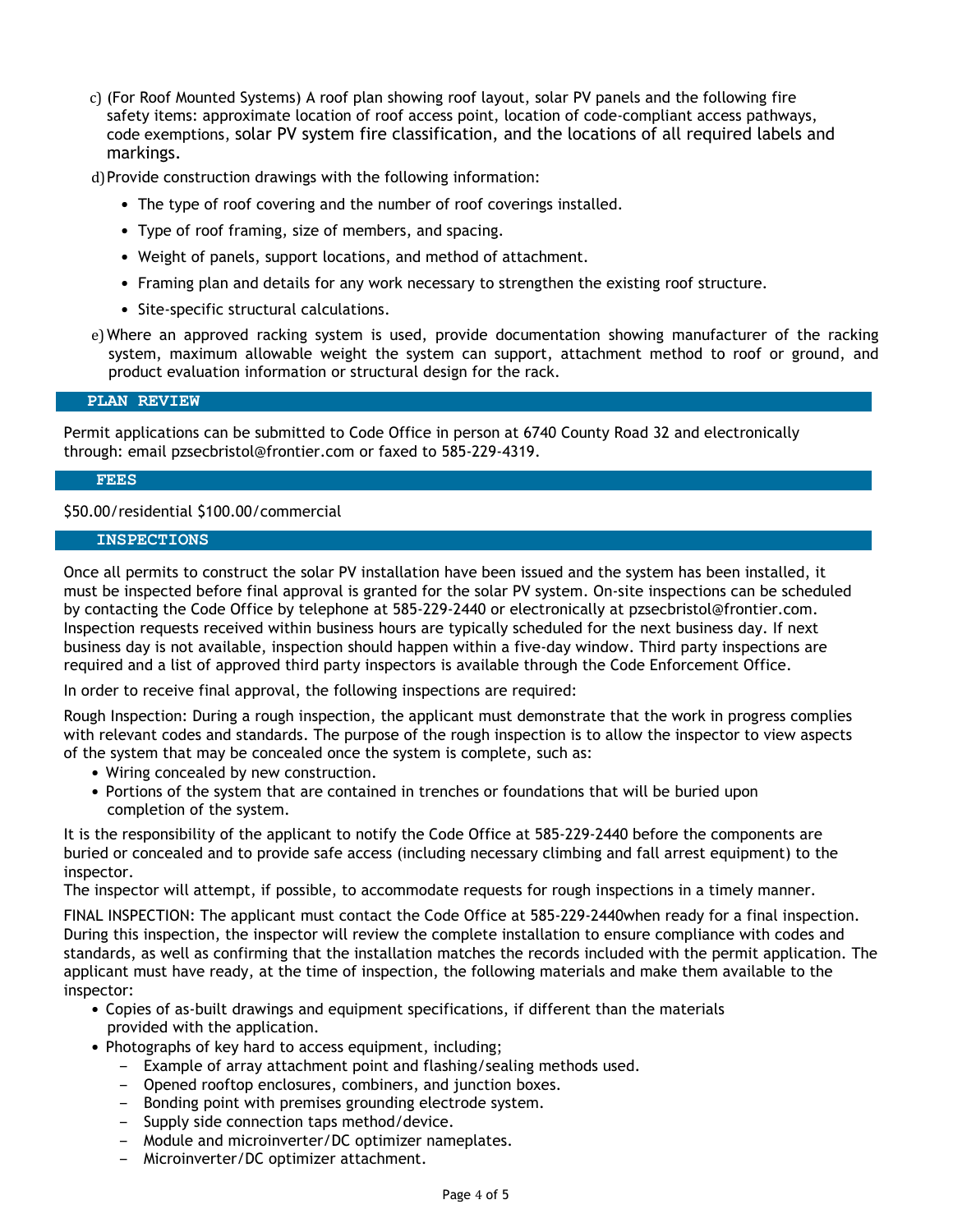c) (For Roof Mounted Systems) A roof plan showing roof layout, solar PV panels and the following fire safety items: approximate location of roof access point, location of code-compliant access pathways, code exemptions, solar PV system fire classification, and the locations of all required labels and markings.

d) Provide construction drawings with the following information:

- The type of roof covering and the number of roof coverings installed.
- Type of roof framing, size of members, and spacing.
- Weight of panels, support locations, and method of attachment.
- Framing plan and details for any work necessary to strengthen the existing roof structure.
- Site-specific structural calculations.

e) Where an approved racking system is used, provide documentation showing manufacturer of the racking system, maximum allowable weight the system can support, attachment method to roof or ground, and product evaluation information or structural design for the rack.

## PLAN REVIEW

Permit applications can be submitted to Code Office in person at 6740 County Road 32 and electronically through: email pzsecbristol@frontier.com or faxed to 585-229-4319.

## FEES

$50.00/residential $100.00/commercial

## INSPECTIONS

Once all permits to construct the solar PV installation have been issued and the system has been installed, it must be inspected before final approval is granted for the solar PV system. On-site inspections can be scheduled by contacting the Code Office by telephone at 585-229-2440 or electronically at pzsecbristol@frontier.com. Inspection requests received within business hours are typically scheduled for the next business day. If next business day is not available, inspection should happen within a five-day window. Third party inspections are required and a list of approved third party inspectors is available through the Code Enforcement Office.

In order to receive final approval, the following inspections are required:

Rough Inspection: During a rough inspection, the applicant must demonstrate that the work in progress complies with relevant codes and standards. The purpose of the rough inspection is to allow the inspector to view aspects of the system that may be concealed once the system is complete, such as:

- Wiring concealed by new construction.
- Portions of the system that are contained in trenches or foundations that will be buried upon completion of the system.

It is the responsibility of the applicant to notify the Code Office at 585-229-2440 before the components are buried or concealed and to provide safe access (including necessary climbing and fall arrest equipment) to the inspector.

The inspector will attempt, if possible, to accommodate requests for rough inspections in a timely manner.

FINAL INSPECTION: The applicant must contact the Code Office at 585-229-2440when ready for a final inspection. During this inspection, the inspector will review the complete installation to ensure compliance with codes and standards, as well as confirming that the installation matches the records included with the permit application. The applicant must have ready, at the time of inspection, the following materials and make them available to the inspector:

- Copies of as-built drawings and equipment specifications, if different than the materials provided with the application.
- Photographs of key hard to access equipment, including;
  - Example of array attachment point and flashing/sealing methods used.
  - Opened rooftop enclosures, combiners, and junction boxes.
  - Bonding point with premises grounding electrode system.
  - Supply side connection taps method/device.
  - Module and microinverter/DC optimizer nameplates.
  - Microinverter/DC optimizer attachment.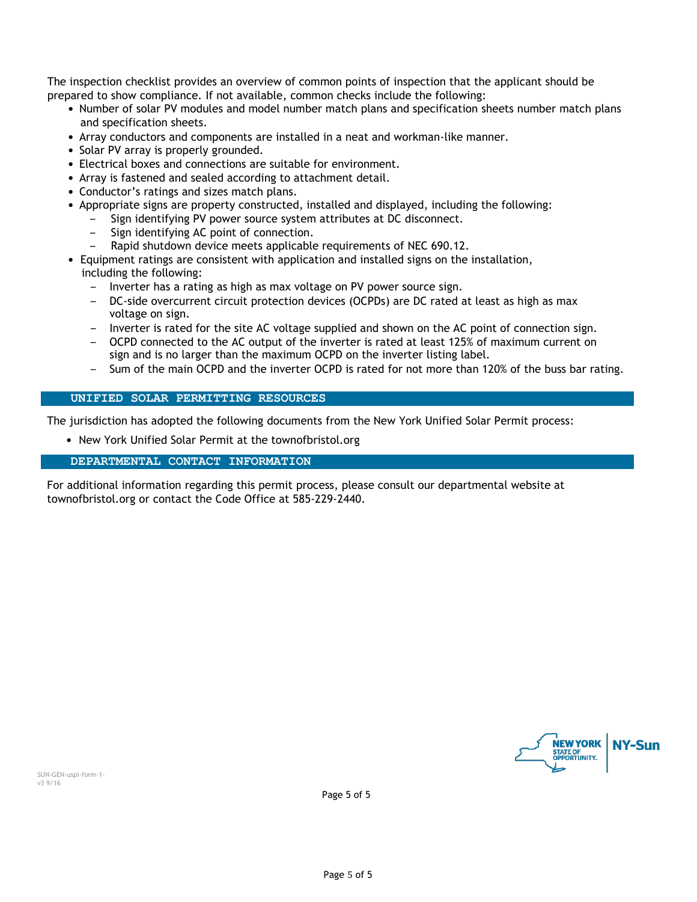The inspection checklist provides an overview of common points of inspection that the applicant should be prepared to show compliance. If not available, common checks include the following:

- Number of solar PV modules and model number match plans and specification sheets number match plans and specification sheets.
- Array conductors and components are installed in a neat and workman-like manner.
- Solar PV array is properly grounded.
- Electrical boxes and connections are suitable for environment.
- Array is fastened and sealed according to attachment detail.
- Conductor's ratings and sizes match plans.
- Appropriate signs are property constructed, installed and displayed, including the following:
  - Sign identifying PV power source system attributes at DC disconnect.
  - Sign identifying AC point of connection.
  - Rapid shutdown device meets applicable requirements of NEC 690.12.
- Equipment ratings are consistent with application and installed signs on the installation, including the following:
  - Inverter has a rating as high as max voltage on PV power source sign.
  - DC-side overcurrent circuit protection devices (OCPDs) are DC rated at least as high as max voltage on sign.
  - Inverter is rated for the site AC voltage supplied and shown on the AC point of connection sign.
  - OCPD connected to the AC output of the inverter is rated at least 125% of maximum current on sign and is no larger than the maximum OCPD on the inverter listing label.
  - Sum of the main OCPD and the inverter OCPD is rated for not more than 120% of the buss bar rating.

## UNIFIED SOLAR PERMITTING RESOURCES

The jurisdiction has adopted the following documents from the New York Unified Solar Permit process:

- New York Unified Solar Permit at the townofbristol.org

## DEPARTMENTAL CONTACT INFORMATION

For additional information regarding this permit process, please consult our departmental website at townofbristol.org or contact the Code Office at 585-229-2440.

SUN-GEN-uspi-form-1-v3 9/16